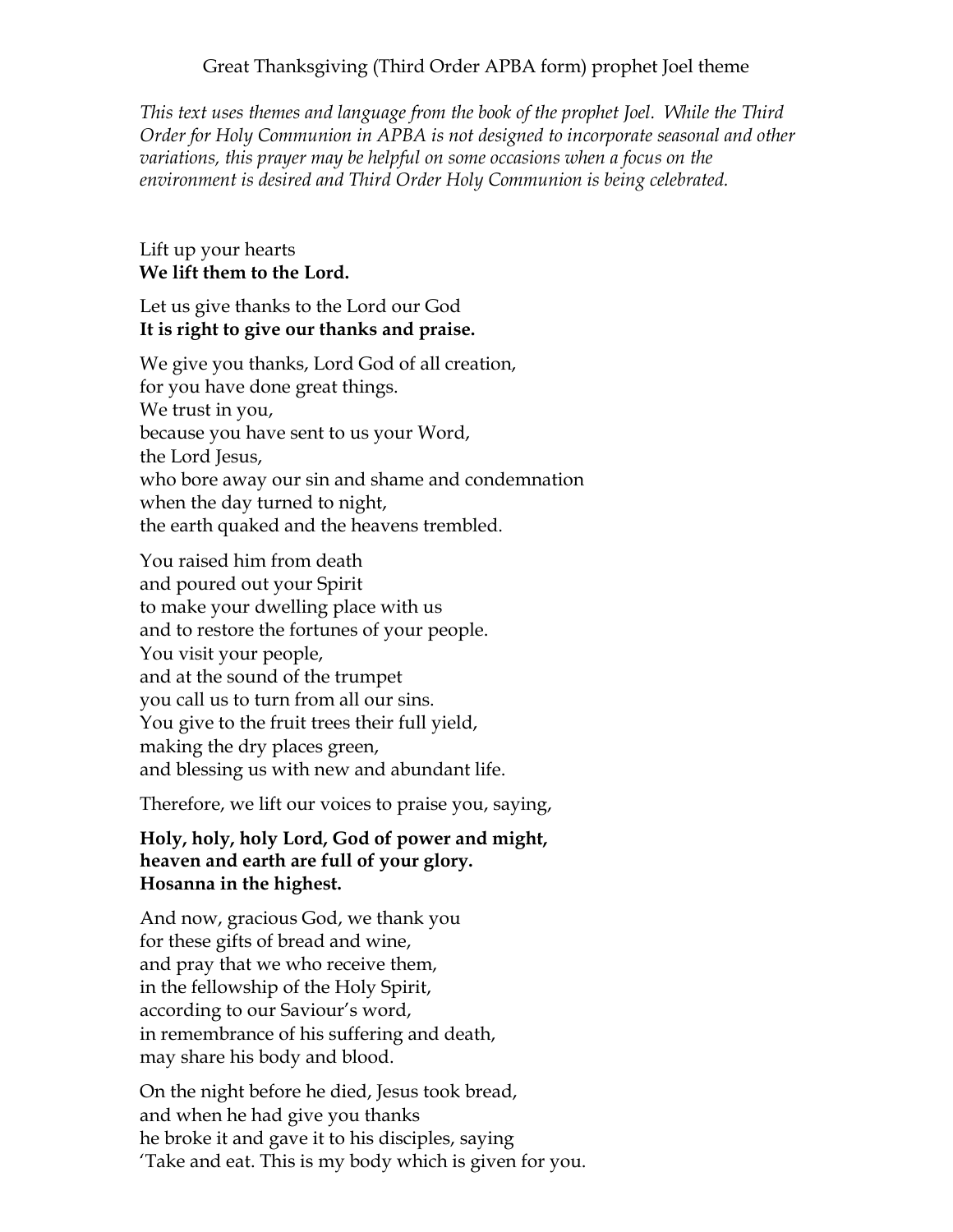# Great Thanksgiving (Third Order APBA form) prophet Joel theme

*This text uses themes and language from the book of the prophet Joel. While the Third Order for Holy Communion in APBA is not designed to incorporate seasonal and other variations, this prayer may be helpful on some occasions when a focus on the environment is desired and Third Order Holy Communion is being celebrated.*

Lift up your hearts  
**We lift them to the Lord.**

Let us give thanks to the Lord our God  
**It is right to give our thanks and praise.**

We give you thanks, Lord God of all creation,  
for you have done great things.  
We trust in you,  
because you have sent to us your Word,  
the Lord Jesus,  
who bore away our sin and shame and condemnation  
when the day turned to night,  
the earth quaked and the heavens trembled.

You raised him from death  
and poured out your Spirit  
to make your dwelling place with us  
and to restore the fortunes of your people.  
You visit your people,  
and at the sound of the trumpet  
you call us to turn from all our sins.  
You give to the fruit trees their full yield,  
making the dry places green,  
and blessing us with new and abundant life.

Therefore, we lift our voices to praise you, saying,

**Holy, holy, holy Lord, God of power and might,  
heaven and earth are full of your glory.  
Hosanna in the highest.**

And now, gracious God, we thank you  
for these gifts of bread and wine,  
and pray that we who receive them,  
in the fellowship of the Holy Spirit,  
according to our Saviour's word,  
in remembrance of his suffering and death,  
may share his body and blood.

On the night before he died, Jesus took bread,  
and when he had give you thanks  
he broke it and gave it to his disciples, saying  
'Take and eat. This is my body which is given for you.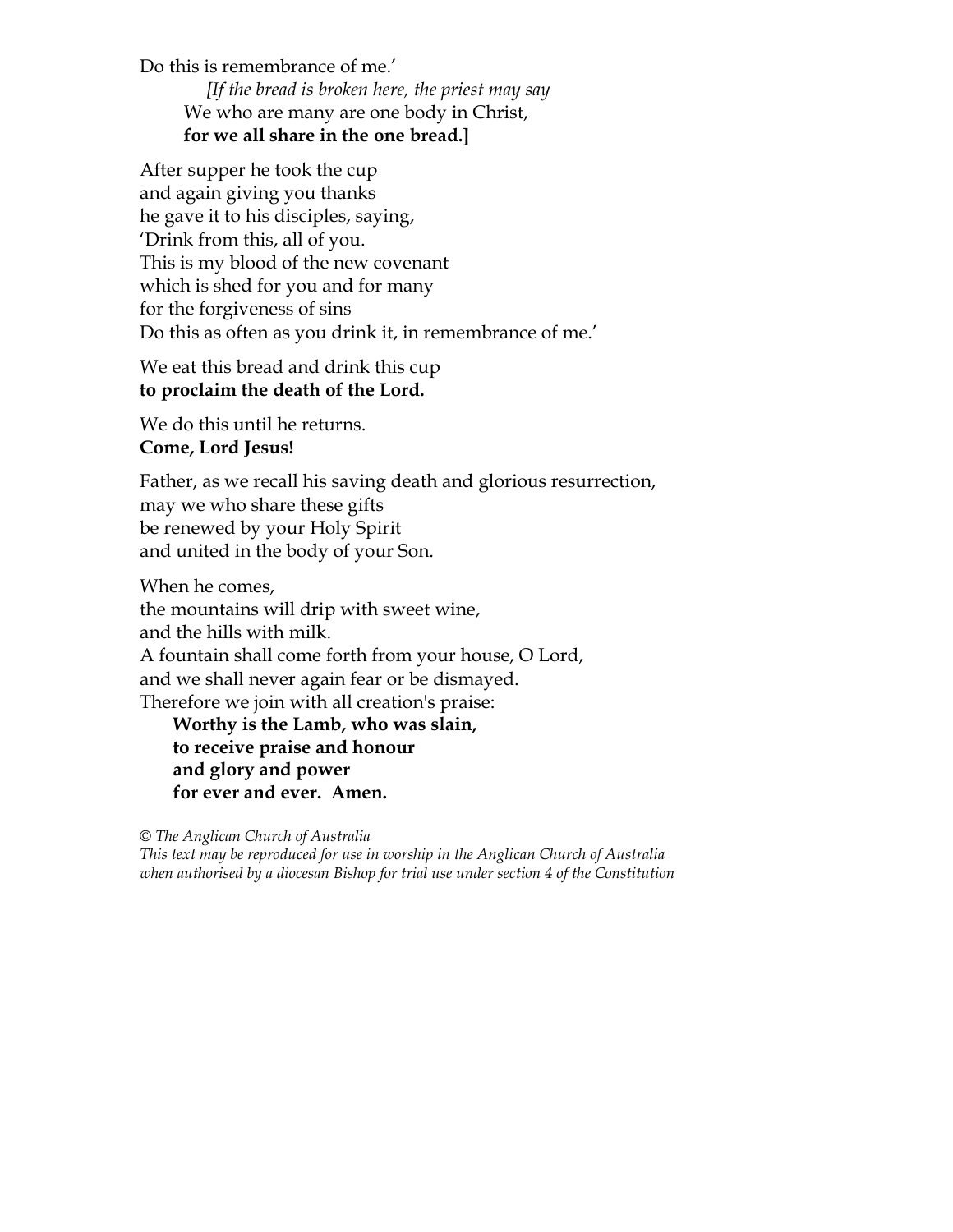Do this is remembrance of me.'

> *[If the bread is broken here, the priest may say*
> We who are many are one body in Christ,
> **for we all share in the one bread.]**

After supper he took the cup
and again giving you thanks
he gave it to his disciples, saying,
'Drink from this, all of you.
This is my blood of the new covenant
which is shed for you and for many
for the forgiveness of sins
Do this as often as you drink it, in remembrance of me.'

We eat this bread and drink this cup
**to proclaim the death of the Lord.**

We do this until he returns.
**Come, Lord Jesus!**

Father, as we recall his saving death and glorious resurrection,
may we who share these gifts
be renewed by your Holy Spirit
and united in the body of your Son.

When he comes,
the mountains will drip with sweet wine,
and the hills with milk.
A fountain shall come forth from your house, O Lord,
and we shall never again fear or be dismayed.
Therefore we join with all creation's praise:

> **Worthy is the Lamb, who was slain,**
> **to receive praise and honour**
> **and glory and power**
> **for ever and ever. Amen.**

*© The Anglican Church of Australia*
*This text may be reproduced for use in worship in the Anglican Church of Australia when authorised by a diocesan Bishop for trial use under section 4 of the Constitution*